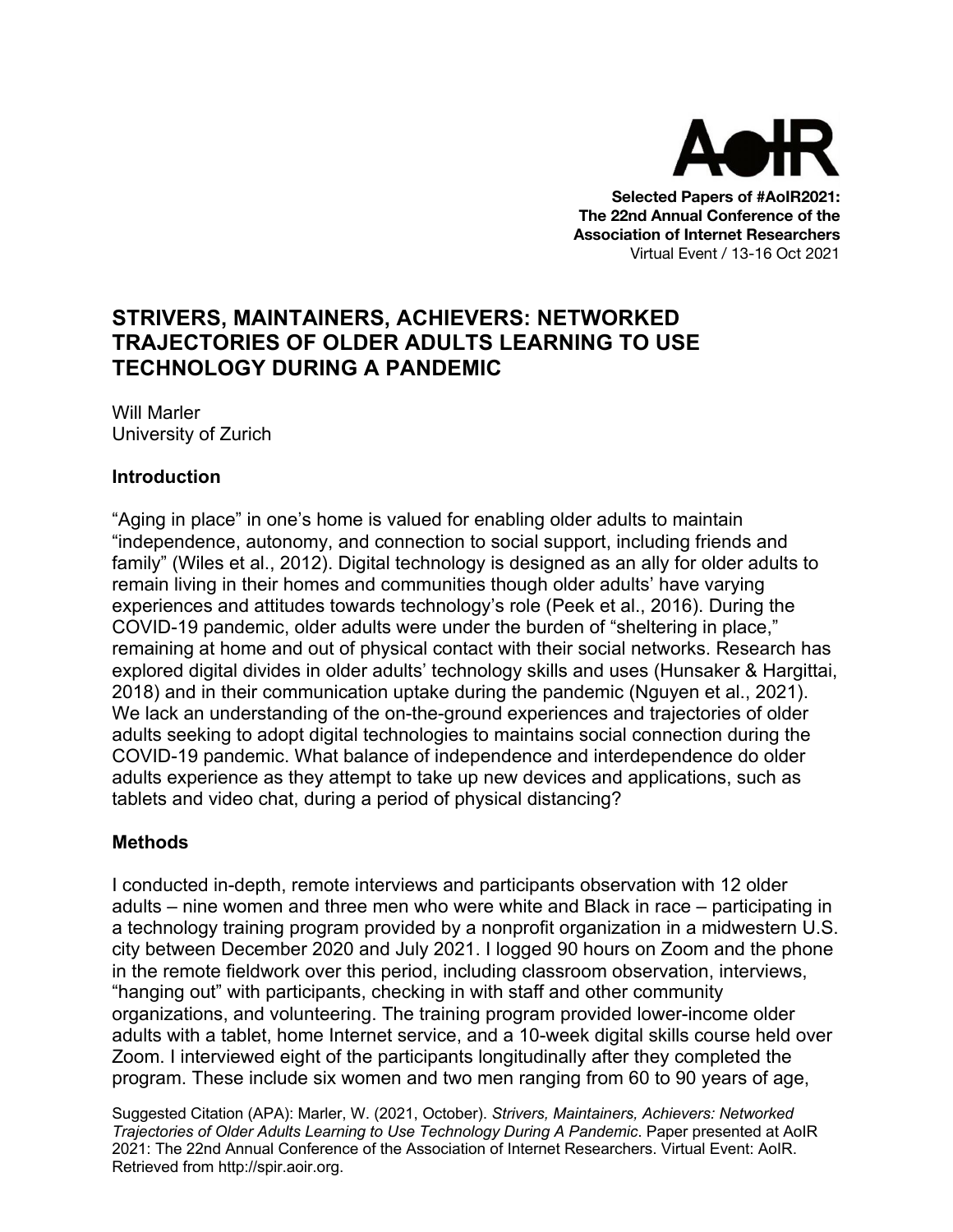**Selected Papers of #AoIR2021:**
**The 22nd Annual Conference of the Association of Internet Researchers**
Virtual Event / 13-16 Oct 2021

# STRIVERS, MAINTAINERS, ACHIEVERS: NETWORKED TRAJECTORIES OF OLDER ADULTS LEARNING TO USE TECHNOLOGY DURING A PANDEMIC

Will Marler
University of Zurich

## Introduction

"Aging in place" in one's home is valued for enabling older adults to maintain "independence, autonomy, and connection to social support, including friends and family" (Wiles et al., 2012). Digital technology is designed as an ally for older adults to remain living in their homes and communities though older adults' have varying experiences and attitudes towards technology's role (Peek et al., 2016). During the COVID-19 pandemic, older adults were under the burden of "sheltering in place," remaining at home and out of physical contact with their social networks. Research has explored digital divides in older adults' technology skills and uses (Hunsaker & Hargittai, 2018) and in their communication uptake during the pandemic (Nguyen et al., 2021). We lack an understanding of the on-the-ground experiences and trajectories of older adults seeking to adopt digital technologies to maintains social connection during the COVID-19 pandemic. What balance of independence and interdependence do older adults experience as they attempt to take up new devices and applications, such as tablets and video chat, during a period of physical distancing?

## Methods

I conducted in-depth, remote interviews and participants observation with 12 older adults – nine women and three men who were white and Black in race – participating in a technology training program provided by a nonprofit organization in a midwestern U.S. city between December 2020 and July 2021. I logged 90 hours on Zoom and the phone in the remote fieldwork over this period, including classroom observation, interviews, "hanging out" with participants, checking in with staff and other community organizations, and volunteering. The training program provided lower-income older adults with a tablet, home Internet service, and a 10-week digital skills course held over Zoom. I interviewed eight of the participants longitudinally after they completed the program. These include six women and two men ranging from 60 to 90 years of age,

Suggested Citation (APA): Marler, W. (2021, October). *Strivers, Maintainers, Achievers: Networked Trajectories of Older Adults Learning to Use Technology During A Pandemic*. Paper presented at AoIR 2021: The 22nd Annual Conference of the Association of Internet Researchers. Virtual Event: AoIR. Retrieved from http://spir.aoir.org.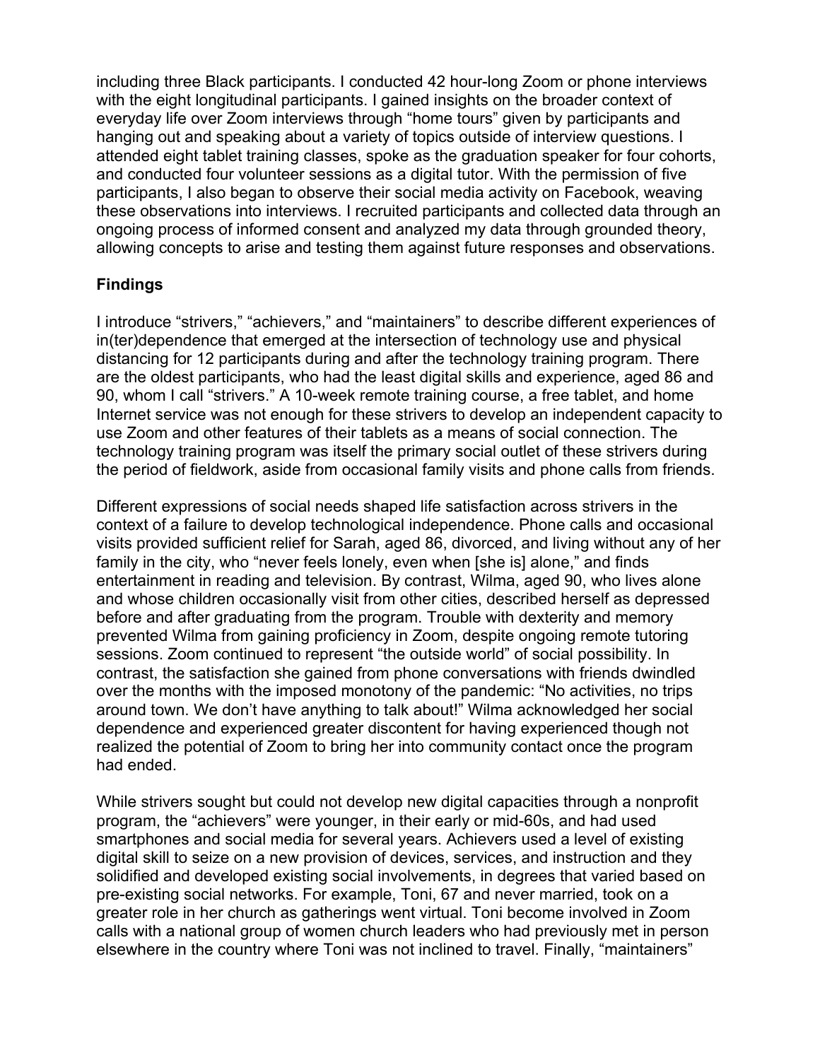including three Black participants. I conducted 42 hour-long Zoom or phone interviews with the eight longitudinal participants. I gained insights on the broader context of everyday life over Zoom interviews through "home tours" given by participants and hanging out and speaking about a variety of topics outside of interview questions. I attended eight tablet training classes, spoke as the graduation speaker for four cohorts, and conducted four volunteer sessions as a digital tutor. With the permission of five participants, I also began to observe their social media activity on Facebook, weaving these observations into interviews. I recruited participants and collected data through an ongoing process of informed consent and analyzed my data through grounded theory, allowing concepts to arise and testing them against future responses and observations.

**Findings**

I introduce "strivers," "achievers," and "maintainers" to describe different experiences of in(ter)dependence that emerged at the intersection of technology use and physical distancing for 12 participants during and after the technology training program. There are the oldest participants, who had the least digital skills and experience, aged 86 and 90, whom I call "strivers." A 10-week remote training course, a free tablet, and home Internet service was not enough for these strivers to develop an independent capacity to use Zoom and other features of their tablets as a means of social connection. The technology training program was itself the primary social outlet of these strivers during the period of fieldwork, aside from occasional family visits and phone calls from friends.

Different expressions of social needs shaped life satisfaction across strivers in the context of a failure to develop technological independence. Phone calls and occasional visits provided sufficient relief for Sarah, aged 86, divorced, and living without any of her family in the city, who "never feels lonely, even when [she is] alone," and finds entertainment in reading and television. By contrast, Wilma, aged 90, who lives alone and whose children occasionally visit from other cities, described herself as depressed before and after graduating from the program. Trouble with dexterity and memory prevented Wilma from gaining proficiency in Zoom, despite ongoing remote tutoring sessions. Zoom continued to represent "the outside world" of social possibility. In contrast, the satisfaction she gained from phone conversations with friends dwindled over the months with the imposed monotony of the pandemic: "No activities, no trips around town. We don't have anything to talk about!" Wilma acknowledged her social dependence and experienced greater discontent for having experienced though not realized the potential of Zoom to bring her into community contact once the program had ended.

While strivers sought but could not develop new digital capacities through a nonprofit program, the "achievers" were younger, in their early or mid-60s, and had used smartphones and social media for several years. Achievers used a level of existing digital skill to seize on a new provision of devices, services, and instruction and they solidified and developed existing social involvements, in degrees that varied based on pre-existing social networks. For example, Toni, 67 and never married, took on a greater role in her church as gatherings went virtual. Toni become involved in Zoom calls with a national group of women church leaders who had previously met in person elsewhere in the country where Toni was not inclined to travel. Finally, "maintainers"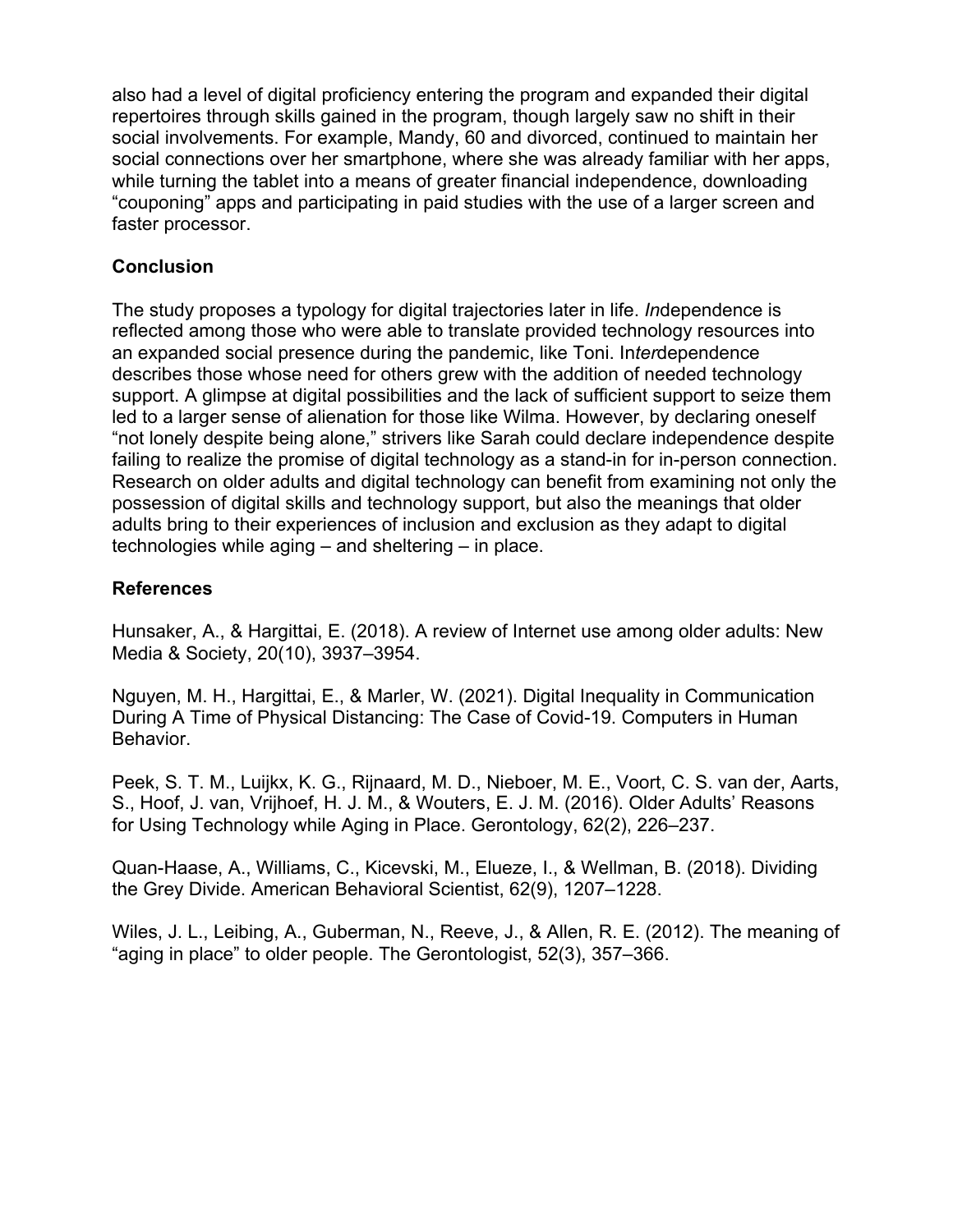also had a level of digital proficiency entering the program and expanded their digital repertoires through skills gained in the program, though largely saw no shift in their social involvements. For example, Mandy, 60 and divorced, continued to maintain her social connections over her smartphone, where she was already familiar with her apps, while turning the tablet into a means of greater financial independence, downloading "couponing" apps and participating in paid studies with the use of a larger screen and faster processor.

**Conclusion**

The study proposes a typology for digital trajectories later in life. *In*dependence is reflected among those who were able to translate provided technology resources into an expanded social presence during the pandemic, like Toni. In*ter*dependence describes those whose need for others grew with the addition of needed technology support. A glimpse at digital possibilities and the lack of sufficient support to seize them led to a larger sense of alienation for those like Wilma. However, by declaring oneself "not lonely despite being alone," strivers like Sarah could declare independence despite failing to realize the promise of digital technology as a stand-in for in-person connection. Research on older adults and digital technology can benefit from examining not only the possession of digital skills and technology support, but also the meanings that older adults bring to their experiences of inclusion and exclusion as they adapt to digital technologies while aging – and sheltering – in place.

**References**

Hunsaker, A., & Hargittai, E. (2018). A review of Internet use among older adults: New Media & Society, 20(10), 3937–3954.

Nguyen, M. H., Hargittai, E., & Marler, W. (2021). Digital Inequality in Communication During A Time of Physical Distancing: The Case of Covid-19. Computers in Human Behavior.

Peek, S. T. M., Luijkx, K. G., Rijnaard, M. D., Nieboer, M. E., Voort, C. S. van der, Aarts, S., Hoof, J. van, Vrijhoef, H. J. M., & Wouters, E. J. M. (2016). Older Adults' Reasons for Using Technology while Aging in Place. Gerontology, 62(2), 226–237.

Quan-Haase, A., Williams, C., Kicevski, M., Elueze, I., & Wellman, B. (2018). Dividing the Grey Divide. American Behavioral Scientist, 62(9), 1207–1228.

Wiles, J. L., Leibing, A., Guberman, N., Reeve, J., & Allen, R. E. (2012). The meaning of "aging in place" to older people. The Gerontologist, 52(3), 357–366.